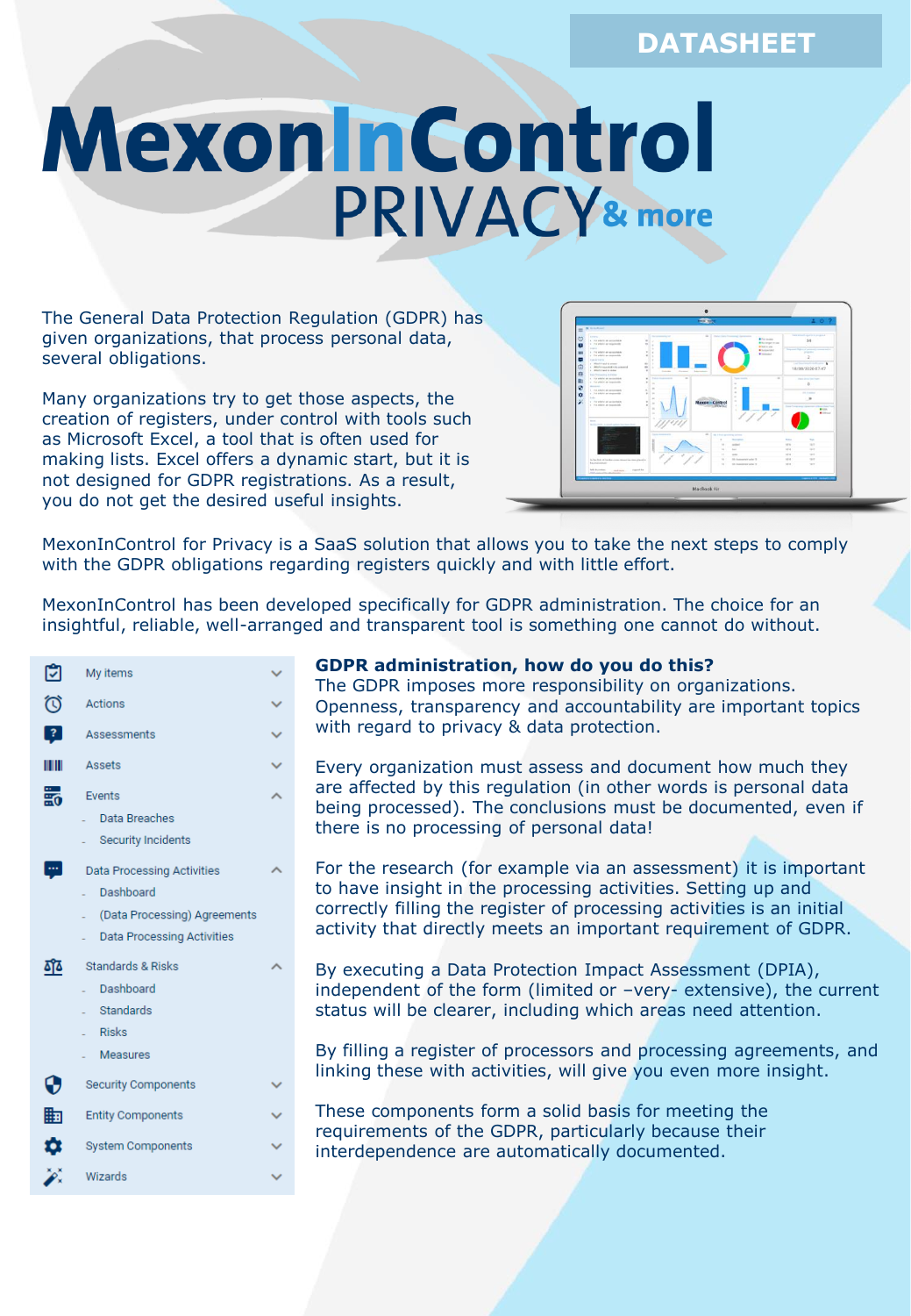DATASHEET

# MexonInControl PRIVACY & more

The General Data Protection Regulation (GDPR) has given organizations, that process personal data, several obligations.

Many organizations try to get those aspects, the creation of registers, under control with tools such as Microsoft Excel, a tool that is often used for making lists. Excel offers a dynamic start, but it is not designed for GDPR registrations. As a result, you do not get the desired useful insights.

MexonInControl for Privacy is a SaaS solution that allows you to take the next steps to comply with the GDPR obligations regarding registers quickly and with little effort.

MexonInControl has been developed specifically for GDPR administration. The choice for an insightful, reliable, well-arranged and transparent tool is something one cannot do without.

- My items
- Actions
- Assessments
- Assets
- Events
  - Data Breaches
  - Security Incidents
- Data Processing Activities
  - Dashboard
  - (Data Processing) Agreements
  - Data Processing Activities
- Standards & Risks
  - Dashboard
  - Standards
  - Risks
  - Measures
- Security Components
- Entity Components
- System Components
- Wizards

## GDPR administration, how do you do this?

The GDPR imposes more responsibility on organizations. Openness, transparency and accountability are important topics with regard to privacy & data protection.

Every organization must assess and document how much they are affected by this regulation (in other words is personal data being processed). The conclusions must be documented, even if there is no processing of personal data!

For the research (for example via an assessment) it is important to have insight in the processing activities. Setting up and correctly filling the register of processing activities is an initial activity that directly meets an important requirement of GDPR.

By executing a Data Protection Impact Assessment (DPIA), independent of the form (limited or –very- extensive), the current status will be clearer, including which areas need attention.

By filling a register of processors and processing agreements, and linking these with activities, will give you even more insight.

These components form a solid basis for meeting the requirements of the GDPR, particularly because their interdependence are automatically documented.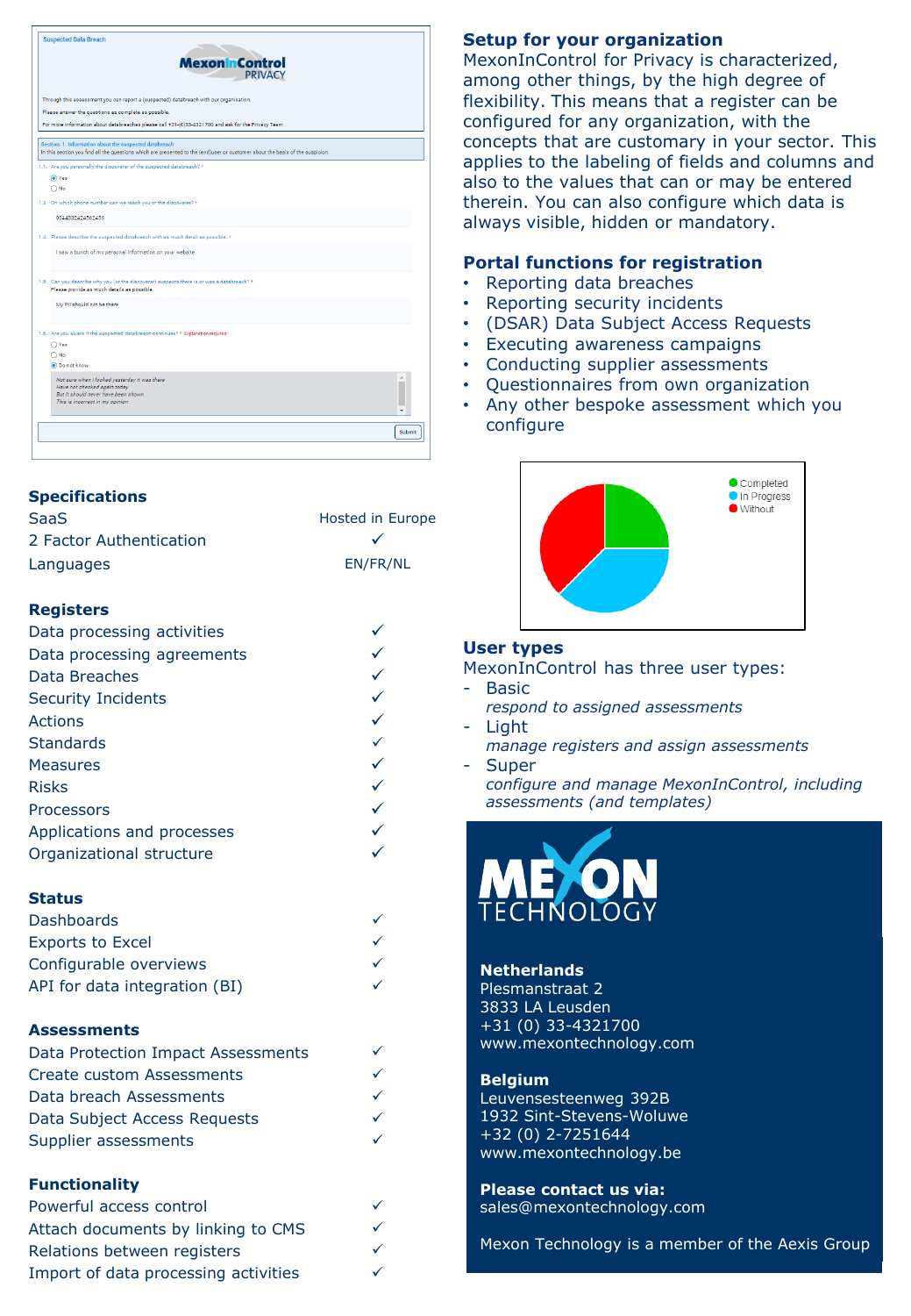## Setup for your organization

MexonInControl for Privacy is characterized, among other things, by the high degree of flexibility. This means that a register can be configured for any organization, with the concepts that are customary in your sector. This applies to the labeling of fields and columns and also to the values that can or may be entered therein. You can also configure which data is always visible, hidden or mandatory.

## Portal functions for registration

- Reporting data breaches
- Reporting security incidents
- (DSAR) Data Subject Access Requests
- Executing awareness campaigns
- Conducting supplier assessments
- Questionnaires from own organization
- Any other bespoke assessment which you configure

Completed
In Progress
Without

## Specifications

| | |
|---|---|
| SaaS | Hosted in Europe |
| 2 Factor Authentication | ✓ |
| Languages | EN/FR/NL |

## Registers

| | |
|---|---|
| Data processing activities | ✓ |
| Data processing agreements | ✓ |
| Data Breaches | ✓ |
| Security Incidents | ✓ |
| Actions | ✓ |
| Standards | ✓ |
| Measures | ✓ |
| Risks | ✓ |
| Processors | ✓ |
| Applications and processes | ✓ |
| Organizational structure | ✓ |

## Status

| | |
|---|---|
| Dashboards | ✓ |
| Exports to Excel | ✓ |
| Configurable overviews | ✓ |
| API for data integration (BI) | ✓ |

## Assessments

| | |
|---|---|
| Data Protection Impact Assessments | ✓ |
| Create custom Assessments | ✓ |
| Data breach Assessments | ✓ |
| Data Subject Access Requests | ✓ |
| Supplier assessments | ✓ |

## Functionality

| | |
|---|---|
| Powerful access control | ✓ |
| Attach documents by linking to CMS | ✓ |
| Relations between registers | ✓ |
| Import of data processing activities | ✓ |

## User types

MexonInControl has three user types:

- Basic
  *respond to assigned assessments*
- Light
  *manage registers and assign assessments*
- Super
  *configure and manage MexonInControl, including assessments (and templates)*

**Netherlands**
Plesmanstraat 2
3833 LA Leusden
+31 (0) 33-4321700
www.mexontechnology.com

**Belgium**
Leuvensesteenweg 392B
1932 Sint-Stevens-Woluwe
+32 (0) 2-7251644
www.mexontechnology.be

**Please contact us via:**
sales@mexontechnology.com

Mexon Technology is a member of the Aexis Group